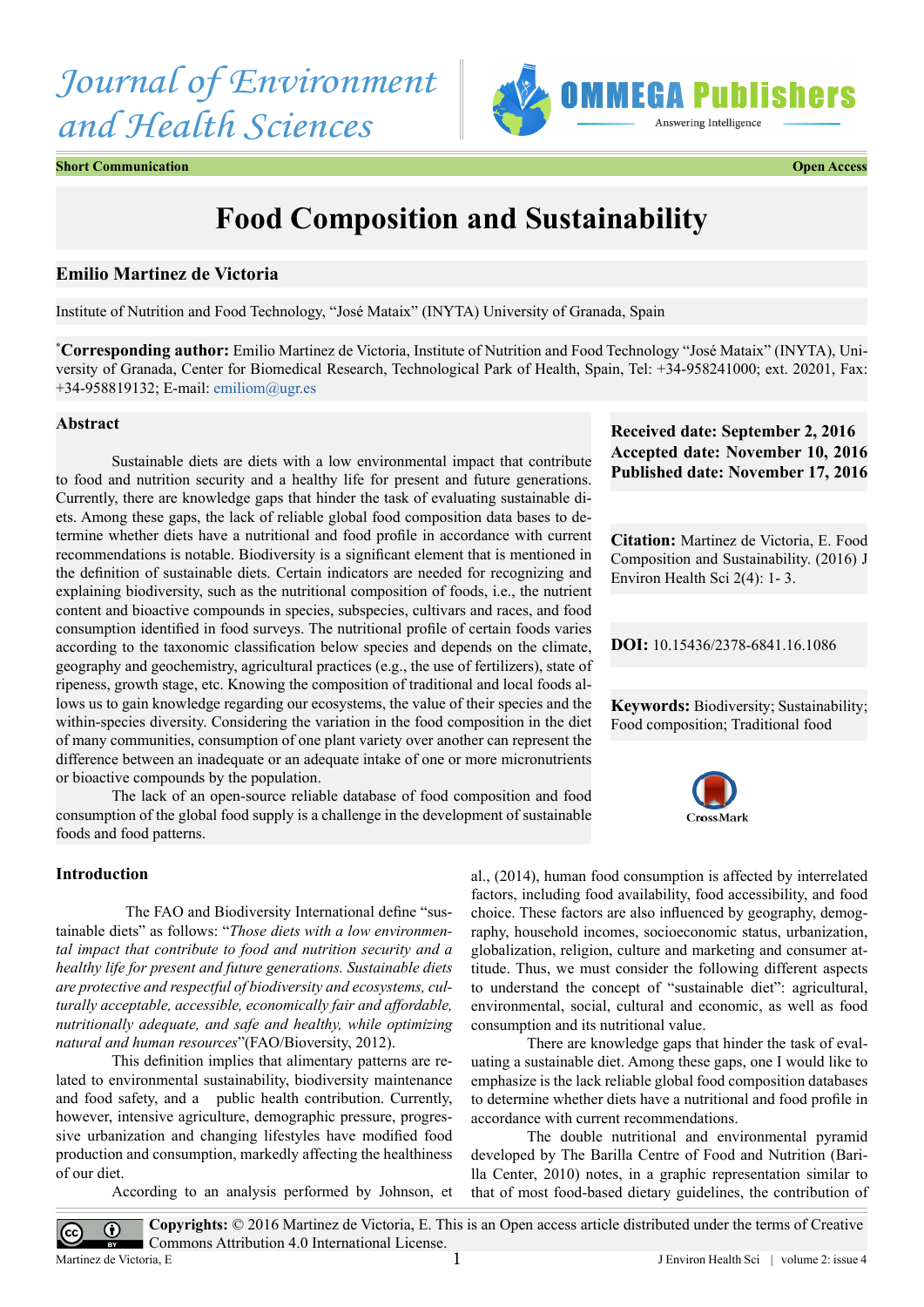Journal of Environment and Health Sciences

**Short Communication** **Open Access**

# Food Composition and Sustainability

**Emilio Martinez de Victoria**

Institute of Nutrition and Food Technology, "José Mataix" (INYTA) University of Granada, Spain

[*]**Corresponding author:** Emilio Martinez de Victoria, Institute of Nutrition and Food Technology "José Mataix" (INYTA), University of Granada, Center for Biomedical Research, Technological Park of Health, Spain, Tel: +34-958241000; ext. 20201, Fax: +34-958819132; E-mail: emiliom@ugr.es

**Received date: September 2, 2016**
**Accepted date: November 10, 2016**
**Published date: November 17, 2016**

**Citation:** Martinez de Victoria, E. Food Composition and Sustainability. (2016) J Environ Health Sci 2(4): 1- 3.

**DOI:** 10.15436/2378-6841.16.1086

**Keywords:** Biodiversity; Sustainability; Food composition; Traditional food

## Abstract

Sustainable diets are diets with a low environmental impact that contribute to food and nutrition security and a healthy life for present and future generations. Currently, there are knowledge gaps that hinder the task of evaluating sustainable diets. Among these gaps, the lack of reliable global food composition data bases to determine whether diets have a nutritional and food profile in accordance with current recommendations is notable. Biodiversity is a significant element that is mentioned in the definition of sustainable diets. Certain indicators are needed for recognizing and explaining biodiversity, such as the nutritional composition of foods, i.e., the nutrient content and bioactive compounds in species, subspecies, cultivars and races, and food consumption identified in food surveys. The nutritional profile of certain foods varies according to the taxonomic classification below species and depends on the climate, geography and geochemistry, agricultural practices (e.g., the use of fertilizers), state of ripeness, growth stage, etc. Knowing the composition of traditional and local foods allows us to gain knowledge regarding our ecosystems, the value of their species and the within-species diversity. Considering the variation in the food composition in the diet of many communities, consumption of one plant variety over another can represent the difference between an inadequate or an adequate intake of one or more micronutrients or bioactive compounds by the population.

The lack of an open-source reliable database of food composition and food consumption of the global food supply is a challenge in the development of sustainable foods and food patterns.

## Introduction

The FAO and Biodiversity International define "sustainable diets" as follows: "*Those diets with a low environmental impact that contribute to food and nutrition security and a healthy life for present and future generations. Sustainable diets are protective and respectful of biodiversity and ecosystems, culturally acceptable, accessible, economically fair and affordable, nutritionally adequate, and safe and healthy, while optimizing natural and human resources*"(FAO/Bioversity, 2012).

This definition implies that alimentary patterns are related to environmental sustainability, biodiversity maintenance and food safety, and a public health contribution. Currently, however, intensive agriculture, demographic pressure, progressive urbanization and changing lifestyles have modified food production and consumption, markedly affecting the healthiness of our diet.

According to an analysis performed by Johnson, et al., (2014), human food consumption is affected by interrelated factors, including food availability, food accessibility, and food choice. These factors are also influenced by geography, demography, household incomes, socioeconomic status, urbanization, globalization, religion, culture and marketing and consumer attitude. Thus, we must consider the following different aspects to understand the concept of "sustainable diet": agricultural, environmental, social, cultural and economic, as well as food consumption and its nutritional value.

There are knowledge gaps that hinder the task of evaluating a sustainable diet. Among these gaps, one I would like to emphasize is the lack reliable global food composition databases to determine whether diets have a nutritional and food profile in accordance with current recommendations.

The double nutritional and environmental pyramid developed by The Barilla Centre of Food and Nutrition (Barilla Center, 2010) notes, in a graphic representation similar to that of most food-based dietary guidelines, the contribution of

**Copyrights:** © 2016 Martinez de Victoria, E. This is an Open access article distributed under the terms of Creative Commons Attribution 4.0 International License.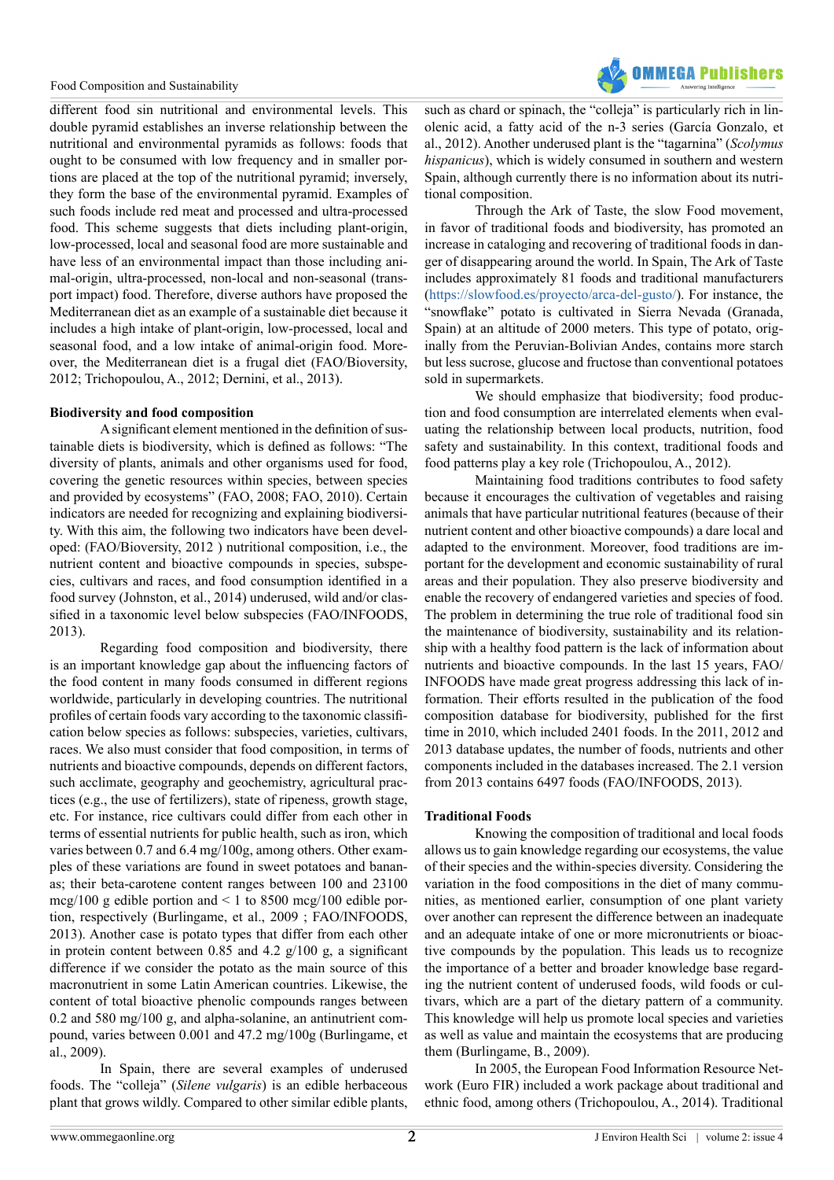different food sin nutritional and environmental levels. This double pyramid establishes an inverse relationship between the nutritional and environmental pyramids as follows: foods that ought to be consumed with low frequency and in smaller portions are placed at the top of the nutritional pyramid; inversely, they form the base of the environmental pyramid. Examples of such foods include red meat and processed and ultra-processed food. This scheme suggests that diets including plant-origin, low-processed, local and seasonal food are more sustainable and have less of an environmental impact than those including animal-origin, ultra-processed, non-local and non-seasonal (transport impact) food. Therefore, diverse authors have proposed the Mediterranean diet as an example of a sustainable diet because it includes a high intake of plant-origin, low-processed, local and seasonal food, and a low intake of animal-origin food. Moreover, the Mediterranean diet is a frugal diet (FAO/Bioversity, 2012; Trichopoulou, A., 2012; Dernini, et al., 2013).

**Biodiversity and food composition**

A significant element mentioned in the definition of sustainable diets is biodiversity, which is defined as follows: "The diversity of plants, animals and other organisms used for food, covering the genetic resources within species, between species and provided by ecosystems" (FAO, 2008; FAO, 2010). Certain indicators are needed for recognizing and explaining biodiversity. With this aim, the following two indicators have been developed: (FAO/Bioversity, 2012 ) nutritional composition, i.e., the nutrient content and bioactive compounds in species, subspecies, cultivars and races, and food consumption identified in a food survey (Johnston, et al., 2014) underused, wild and/or classified in a taxonomic level below subspecies (FAO/INFOODS, 2013).

Regarding food composition and biodiversity, there is an important knowledge gap about the influencing factors of the food content in many foods consumed in different regions worldwide, particularly in developing countries. The nutritional profiles of certain foods vary according to the taxonomic classification below species as follows: subspecies, varieties, cultivars, races. We also must consider that food composition, in terms of nutrients and bioactive compounds, depends on different factors, such acclimate, geography and geochemistry, agricultural practices (e.g., the use of fertilizers), state of ripeness, growth stage, etc. For instance, rice cultivars could differ from each other in terms of essential nutrients for public health, such as iron, which varies between 0.7 and 6.4 mg/100g, among others. Other examples of these variations are found in sweet potatoes and bananas; their beta-carotene content ranges between 100 and 23100 mcg/100 g edible portion and < 1 to 8500 mcg/100 edible portion, respectively (Burlingame, et al., 2009 ; FAO/INFOODS, 2013). Another case is potato types that differ from each other in protein content between 0.85 and 4.2 g/100 g, a significant difference if we consider the potato as the main source of this macronutrient in some Latin American countries. Likewise, the content of total bioactive phenolic compounds ranges between 0.2 and 580 mg/100 g, and alpha-solanine, an antinutrient compound, varies between 0.001 and 47.2 mg/100g (Burlingame, et al., 2009).

In Spain, there are several examples of underused foods. The "colleja" (*Silene vulgaris*) is an edible herbaceous plant that grows wildly. Compared to other similar edible plants, such as chard or spinach, the "colleja" is particularly rich in linolenic acid, a fatty acid of the n-3 series (García Gonzalo, et al., 2012). Another underused plant is the "tagarnina" (*Scolymus hispanicus*), which is widely consumed in southern and western Spain, although currently there is no information about its nutritional composition.

Through the Ark of Taste, the slow Food movement, in favor of traditional foods and biodiversity, has promoted an increase in cataloging and recovering of traditional foods in danger of disappearing around the world. In Spain, The Ark of Taste includes approximately 81 foods and traditional manufacturers (https://slowfood.es/proyecto/arca-del-gusto/). For instance, the "snowflake" potato is cultivated in Sierra Nevada (Granada, Spain) at an altitude of 2000 meters. This type of potato, originally from the Peruvian-Bolivian Andes, contains more starch but less sucrose, glucose and fructose than conventional potatoes sold in supermarkets.

We should emphasize that biodiversity; food production and food consumption are interrelated elements when evaluating the relationship between local products, nutrition, food safety and sustainability. In this context, traditional foods and food patterns play a key role (Trichopoulou, A., 2012).

Maintaining food traditions contributes to food safety because it encourages the cultivation of vegetables and raising animals that have particular nutritional features (because of their nutrient content and other bioactive compounds) a dare local and adapted to the environment. Moreover, food traditions are important for the development and economic sustainability of rural areas and their population. They also preserve biodiversity and enable the recovery of endangered varieties and species of food. The problem in determining the true role of traditional food sin the maintenance of biodiversity, sustainability and its relationship with a healthy food pattern is the lack of information about nutrients and bioactive compounds. In the last 15 years, FAO/INFOODS have made great progress addressing this lack of information. Their efforts resulted in the publication of the food composition database for biodiversity, published for the first time in 2010, which included 2401 foods. In the 2011, 2012 and 2013 database updates, the number of foods, nutrients and other components included in the databases increased. The 2.1 version from 2013 contains 6497 foods (FAO/INFOODS, 2013).

**Traditional Foods**

Knowing the composition of traditional and local foods allows us to gain knowledge regarding our ecosystems, the value of their species and the within-species diversity. Considering the variation in the food compositions in the diet of many communities, as mentioned earlier, consumption of one plant variety over another can represent the difference between an inadequate and an adequate intake of one or more micronutrients or bioactive compounds by the population. This leads us to recognize the importance of a better and broader knowledge base regarding the nutrient content of underused foods, wild foods or cultivars, which are a part of the dietary pattern of a community. This knowledge will help us promote local species and varieties as well as value and maintain the ecosystems that are producing them (Burlingame, B., 2009).

In 2005, the European Food Information Resource Network (Euro FIR) included a work package about traditional and ethnic food, among others (Trichopoulou, A., 2014). Traditional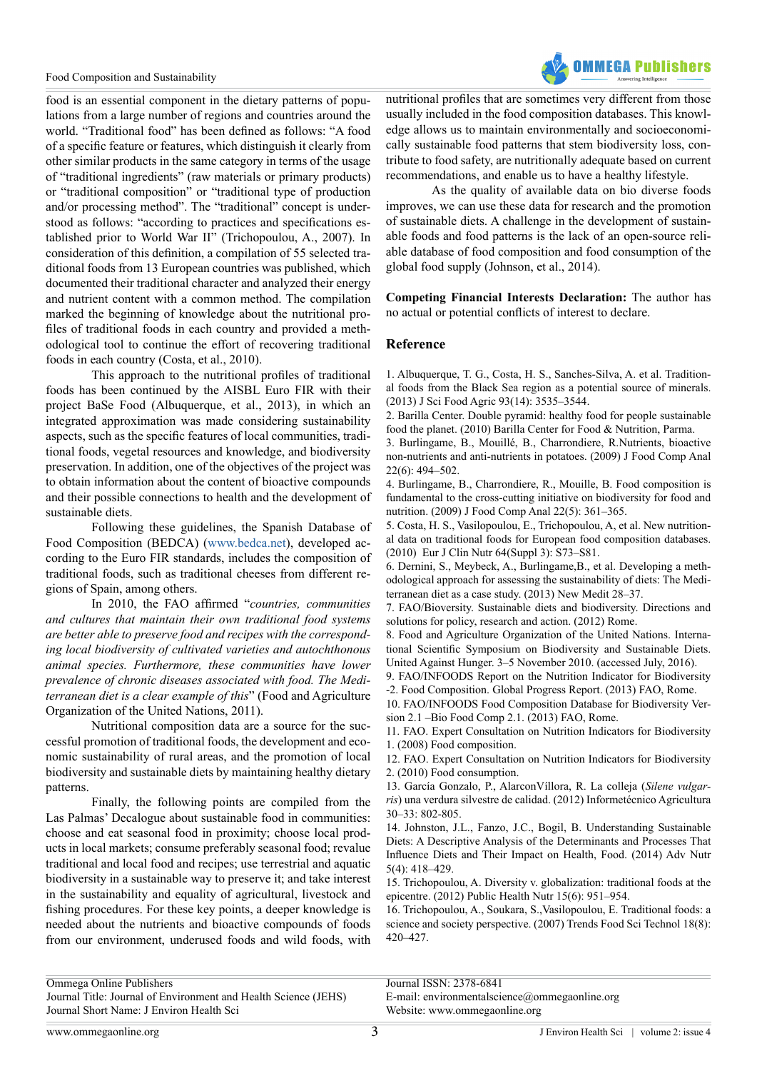food is an essential component in the dietary patterns of populations from a large number of regions and countries around the world. "Traditional food" has been defined as follows: "A food of a specific feature or features, which distinguish it clearly from other similar products in the same category in terms of the usage of "traditional ingredients" (raw materials or primary products) or "traditional composition" or "traditional type of production and/or processing method". The "traditional" concept is understood as follows: "according to practices and specifications established prior to World War II" (Trichopoulou, A., 2007). In consideration of this definition, a compilation of 55 selected traditional foods from 13 European countries was published, which documented their traditional character and analyzed their energy and nutrient content with a common method. The compilation marked the beginning of knowledge about the nutritional profiles of traditional foods in each country and provided a methodological tool to continue the effort of recovering traditional foods in each country (Costa, et al., 2010).

This approach to the nutritional profiles of traditional foods has been continued by the AISBL Euro FIR with their project BaSe Food (Albuquerque, et al., 2013), in which an integrated approximation was made considering sustainability aspects, such as the specific features of local communities, traditional foods, vegetal resources and knowledge, and biodiversity preservation. In addition, one of the objectives of the project was to obtain information about the content of bioactive compounds and their possible connections to health and the development of sustainable diets.

Following these guidelines, the Spanish Database of Food Composition (BEDCA) (www.bedca.net), developed according to the Euro FIR standards, includes the composition of traditional foods, such as traditional cheeses from different regions of Spain, among others.

In 2010, the FAO affirmed "*countries, communities and cultures that maintain their own traditional food systems are better able to preserve food and recipes with the corresponding local biodiversity of cultivated varieties and autochthonous animal species. Furthermore, these communities have lower prevalence of chronic diseases associated with food. The Mediterranean diet is a clear example of this*" (Food and Agriculture Organization of the United Nations, 2011).

Nutritional composition data are a source for the successful promotion of traditional foods, the development and economic sustainability of rural areas, and the promotion of local biodiversity and sustainable diets by maintaining healthy dietary patterns.

Finally, the following points are compiled from the Las Palmas' Decalogue about sustainable food in communities: choose and eat seasonal food in proximity; choose local products in local markets; consume preferably seasonal food; revalue traditional and local food and recipes; use terrestrial and aquatic biodiversity in a sustainable way to preserve it; and take interest in the sustainability and equality of agricultural, livestock and fishing procedures. For these key points, a deeper knowledge is needed about the nutrients and bioactive compounds of foods from our environment, underused foods and wild foods, with nutritional profiles that are sometimes very different from those usually included in the food composition databases. This knowledge allows us to maintain environmentally and socioeconomically sustainable food patterns that stem biodiversity loss, contribute to food safety, are nutritionally adequate based on current recommendations, and enable us to have a healthy lifestyle.

As the quality of available data on bio diverse foods improves, we can use these data for research and the promotion of sustainable diets. A challenge in the development of sustainable foods and food patterns is the lack of an open-source reliable database of food composition and food consumption of the global food supply (Johnson, et al., 2014).

**Competing Financial Interests Declaration:** The author has no actual or potential conflicts of interest to declare.

## Reference

1. Albuquerque, T. G., Costa, H. S., Sanches-Silva, A. et al. Traditional foods from the Black Sea region as a potential source of minerals. (2013) J Sci Food Agric 93(14): 3535–3544.
2. Barilla Center. Double pyramid: healthy food for people sustainable food the planet. (2010) Barilla Center for Food & Nutrition, Parma.
3. Burlingame, B., Mouillé, B., Charrondiere, R.Nutrients, bioactive non-nutrients and anti-nutrients in potatoes. (2009) J Food Comp Anal 22(6): 494–502.
4. Burlingame, B., Charrondiere, R., Mouille, B. Food composition is fundamental to the cross-cutting initiative on biodiversity for food and nutrition. (2009) J Food Comp Anal 22(5): 361–365.
5. Costa, H. S., Vasilopoulou, E., Trichopoulou, A, et al. New nutritional data on traditional foods for European food composition databases. (2010) Eur J Clin Nutr 64(Suppl 3): S73–S81.
6. Dernini, S., Meybeck, A., Burlingame,B., et al. Developing a methodological approach for assessing the sustainability of diets: The Mediterranean diet as a case study. (2013) New Medit 28–37.
7. FAO/Bioversity. Sustainable diets and biodiversity. Directions and solutions for policy, research and action. (2012) Rome.
8. Food and Agriculture Organization of the United Nations. International Scientific Symposium on Biodiversity and Sustainable Diets. United Against Hunger. 3–5 November 2010. (accessed July, 2016).
9. FAO/INFOODS Report on the Nutrition Indicator for Biodiversity -2. Food Composition. Global Progress Report. (2013) FAO, Rome.
10. FAO/INFOODS Food Composition Database for Biodiversity Version 2.1 –Bio Food Comp 2.1. (2013) FAO, Rome.
11. FAO. Expert Consultation on Nutrition Indicators for Biodiversity 1. (2008) Food composition.
12. FAO. Expert Consultation on Nutrition Indicators for Biodiversity 2. (2010) Food consumption.
13. García Gonzalo, P., AlarconVíllora, R. La colleja (*Silene vulgarris*) una verdura silvestre de calidad. (2012) Informetécnico Agricultura 30–33: 802-805.
14. Johnston, J.L., Fanzo, J.C., Bogil, B. Understanding Sustainable Diets: A Descriptive Analysis of the Determinants and Processes That Influence Diets and Their Impact on Health, Food. (2014) Adv Nutr 5(4): 418–429.
15. Trichopoulou, A. Diversity v. globalization: traditional foods at the epicentre. (2012) Public Health Nutr 15(6): 951–954.
16. Trichopoulou, A., Soukara, S.,Vasilopoulou, E. Traditional foods: a science and society perspective. (2007) Trends Food Sci Technol 18(8): 420–427.